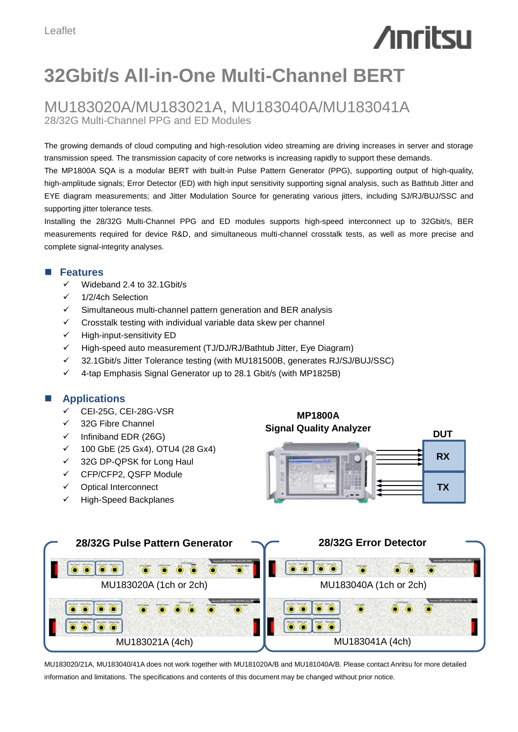Leaflet

# 32Gbit/s All-in-One Multi-Channel BERT

## MU183020A/MU183021A, MU183040A/MU183041A

28/32G Multi-Channel PPG and ED Modules

The growing demands of cloud computing and high-resolution video streaming are driving increases in server and storage transmission speed. The transmission capacity of core networks is increasing rapidly to support these demands.
The MP1800A SQA is a modular BERT with built-in Pulse Pattern Generator (PPG), supporting output of high-quality, high-amplitude signals; Error Detector (ED) with high input sensitivity supporting signal analysis, such as Bathtub Jitter and EYE diagram measurements; and Jitter Modulation Source for generating various jitters, including SJ/RJ/BUJ/SSC and supporting jitter tolerance tests.
Installing the 28/32G Multi-Channel PPG and ED modules supports high-speed interconnect up to 32Gbit/s, BER measurements required for device R&D, and simultaneous multi-channel crosstalk tests, as well as more precise and complete signal-integrity analyses.

### Features

- ✓ Wideband 2.4 to 32.1Gbit/s
- ✓ 1/2/4ch Selection
- ✓ Simultaneous multi-channel pattern generation and BER analysis
- ✓ Crosstalk testing with individual variable data skew per channel
- ✓ High-input-sensitivity ED
- ✓ High-speed auto measurement (TJ/DJ/RJ/Bathtub Jitter, Eye Diagram)
- ✓ 32.1Gbit/s Jitter Tolerance testing (with MU181500B, generates RJ/SJ/BUJ/SSC)
- ✓ 4-tap Emphasis Signal Generator up to 28.1 Gbit/s (with MP1825B)

### Applications

- ✓ CEI-25G, CEI-28G-VSR
- ✓ 32G Fibre Channel
- ✓ Infiniband EDR (26G)
- ✓ 100 GbE (25 Gx4), OTU4 (28 Gx4)
- ✓ 32G DP-QPSK for Long Haul
- ✓ CFP/CFP2, QSFP Module
- ✓ Optical Interconnect
- ✓ High-Speed Backplanes

**MP1800A Signal Quality Analyzer**

**DUT**

**RX**

**TX**

**28/32G Pulse Pattern Generator**

MU183020A (1ch or 2ch)

MU183021A (4ch)

**28/32G Error Detector**

MU183040A (1ch or 2ch)

MU183041A (4ch)

MU183020/21A, MU183040/41A does not work together with MU181020A/B and MU181040A/B. Please contact Anritsu for more detailed information and limitations. The specifications and contents of this document may be changed without prior notice.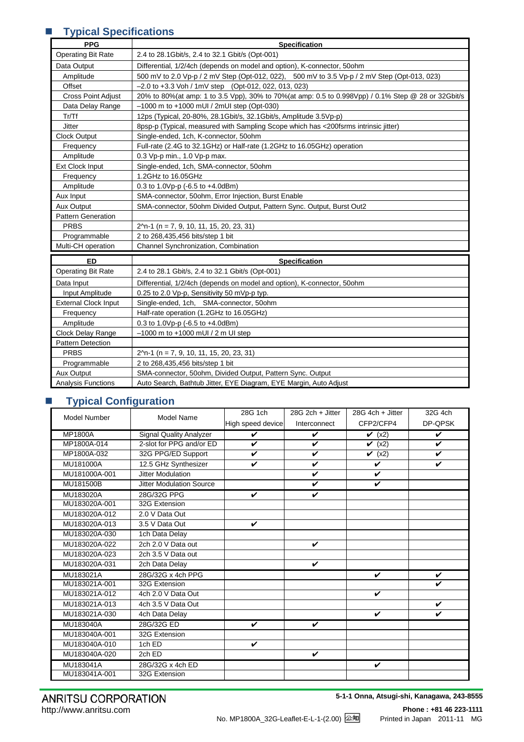## Typical Specifications

| PPG | Specification |
|---|---|
| Operating Bit Rate | 2.4 to 28.1Gbit/s, 2.4 to 32.1 Gbit/s (Opt-001) |
| Data Output | Differential, 1/2/4ch (depends on model and option), K-connector, 50ohm |
| Amplitude | 500 mV to 2.0 Vp-p / 2 mV Step (Opt-012, 022), 500 mV to 3.5 Vp-p / 2 mV Step (Opt-013, 023) |
| Offset | –2.0 to +3.3 Voh / 1mV step (Opt-012, 022, 013, 023) |
| Cross Point Adjust | 20% to 80%(at amp: 1 to 3.5 Vpp), 30% to 70%(at amp: 0.5 to 0.998Vpp) / 0.1% Step @ 28 or 32Gbit/s |
| Data Delay Range | –1000 m to +1000 mUI / 2mUI step (Opt-030) |
| Tr/Tf | 12ps (Typical, 20-80%, 28.1Gbit/s, 32.1Gbit/s, Amplitude 3.5Vp-p) |
| Jitter | 8psp-p (Typical, measured with Sampling Scope which has <200fsrms intrinsic jitter) |
| Clock Output | Single-ended, 1ch, K-connector, 50ohm |
| Frequency | Full-rate (2.4G to 32.1GHz) or Half-rate (1.2GHz to 16.05GHz) operation |
| Amplitude | 0.3 Vp-p min., 1.0 Vp-p max. |
| Ext Clock Input | Single-ended, 1ch, SMA-connector, 50ohm |
| Frequency | 1.2GHz to 16.05GHz |
| Amplitude | 0.3 to 1.0Vp-p (-6.5 to +4.0dBm) |
| Aux Input | SMA-connector, 50ohm, Error Injection, Burst Enable |
| Aux Output | SMA-connector, 50ohm Divided Output, Pattern Sync. Output, Burst Out2 |
| Pattern Generation | |
| PRBS | 2^n-1 (n = 7, 9, 10, 11, 15, 20, 23, 31) |
| Programmable | 2 to 268,435,456 bits/step 1 bit |
| Multi-CH operation | Channel Synchronization, Combination |

| ED | Specification |
|---|---|
| Operating Bit Rate | 2.4 to 28.1 Gbit/s, 2.4 to 32.1 Gbit/s (Opt-001) |
| Data Input | Differential, 1/2/4ch (depends on model and option), K-connector, 50ohm |
| Input Amplitude | 0.25 to 2.0 Vp-p, Sensitivity 50 mVp-p typ. |
| External Clock Input | Single-ended, 1ch, SMA-connector, 50ohm |
| Frequency | Half-rate operation (1.2GHz to 16.05GHz) |
| Amplitude | 0.3 to 1.0Vp-p (-6.5 to +4.0dBm) |
| Clock Delay Range | –1000 m to +1000 mUI / 2 m UI step |
| Pattern Detection | |
| PRBS | 2^n-1 (n = 7, 9, 10, 11, 15, 20, 23, 31) |
| Programmable | 2 to 268,435,456 bits/step 1 bit |
| Aux Output | SMA-connector, 50ohm, Divided Output, Pattern Sync. Output |
| Analysis Functions | Auto Search, Bathtub Jitter, EYE Diagram, EYE Margin, Auto Adjust |

## Typical Configuration

| Model Number | Model Name | 28G 1ch High speed device | 28G 2ch + Jitter Interconnect | 28G 4ch + Jitter CFP2/CFP4 | 32G 4ch DP-QPSK |
|---|---|---|---|---|---|
| MP1800A | Signal Quality Analyzer | ✔ | ✔ | ✔ (x2) | ✔ |
| MP1800A-014 | 2-slot for PPG and/or ED | ✔ | ✔ | ✔ (x2) | ✔ |
| MP1800A-032 | 32G PPG/ED Support | ✔ | ✔ | ✔ (x2) | ✔ |
| MU181000A | 12.5 GHz Synthesizer | ✔ | ✔ | ✔ | ✔ |
| MU181000A-001 | Jitter Modulation | | ✔ | ✔ | |
| MU181500B | Jitter Modulation Source | | ✔ | ✔ | |
| MU183020A | 28G/32G PPG | ✔ | ✔ | | |
| MU183020A-001 | 32G Extension | | | | |
| MU183020A-012 | 2.0 V Data Out | | | | |
| MU183020A-013 | 3.5 V Data Out | ✔ | | | |
| MU183020A-030 | 1ch Data Delay | | | | |
| MU183020A-022 | 2ch 2.0 V Data out | | ✔ | | |
| MU183020A-023 | 2ch 3.5 V Data out | | | | |
| MU183020A-031 | 2ch Data Delay | | ✔ | | |
| MU183021A | 28G/32G x 4ch PPG | | | ✔ | ✔ |
| MU183021A-001 | 32G Extension | | | | ✔ |
| MU183021A-012 | 4ch 2.0 V Data Out | | | ✔ | |
| MU183021A-013 | 4ch 3.5 V Data Out | | | | ✔ |
| MU183021A-030 | 4ch Data Delay | | | ✔ | ✔ |
| MU183040A | 28G/32G ED | ✔ | ✔ | | |
| MU183040A-001 | 32G Extension | | | | |
| MU183040A-010 | 1ch ED | ✔ | | | |
| MU183040A-020 | 2ch ED | | ✔ | | |
| MU183041A | 28G/32G x 4ch ED | | | ✔ | |
| MU183041A-001 | 32G Extension | | | | |

ANRITSU CORPORATION
http://www.anritsu.com

5-1-1 Onna, Atsugi-shi, Kanagawa, 243-8555

Phone : +81 46 223-1111

No. MP1800A_32G-Leaflet-E-L-1-(2.00) 公知 Printed in Japan 2011-11 MG